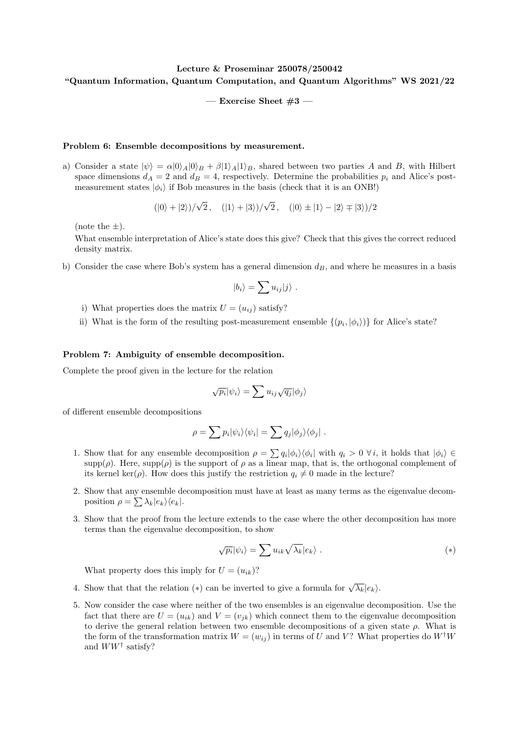**Lecture & Proseminar 250078/250042**

**"Quantum Information, Quantum Computation, and Quantum Algorithms" WS 2021/22**

**— Exercise Sheet #3 —**

**Problem 6: Ensemble decompositions by measurement.**

a) Consider a state $|\psi\rangle = \alpha|0\rangle_A|0\rangle_B + \beta|1\rangle_A|1\rangle_B$, shared between two parties $A$ and $B$, with Hilbert space dimensions $d_A = 2$ and $d_B = 4$, respectively. Determine the probabilities $p_i$ and Alice's post-measurement states $|\phi_i\rangle$ if Bob measures in the basis (check that it is an ONB!)

$$(|0\rangle + |2\rangle)/\sqrt{2}\,, \quad (|1\rangle + |3\rangle)/\sqrt{2}\,, \quad (|0\rangle \pm |1\rangle - |2\rangle \mp |3\rangle)/2$$

(note the $\pm$).

What ensemble interpretation of Alice's state does this give? Check that this gives the correct reduced density matrix.

b) Consider the case where Bob's system has a general dimension $d_B$, and where he measures in a basis

$$|b_i\rangle = \sum u_{ij}|j\rangle\ .$$

i) What properties does the matrix $U = (u_{ij})$ satisfy?

ii) What is the form of the resulting post-measurement ensemble $\{(p_i, |\phi_i\rangle)\}$ for Alice's state?

**Problem 7: Ambiguity of ensemble decomposition.**

Complete the proof given in the lecture for the relation

$$\sqrt{p_i}|\psi_i\rangle = \sum u_{ij}\sqrt{q_j}|\phi_j\rangle$$

of different ensemble decompositions

$$\rho = \sum p_i|\psi_i\rangle\langle\psi_i| = \sum q_j|\phi_j\rangle\langle\phi_j|\ .$$

1. Show that for any ensemble decomposition $\rho = \sum q_i|\phi_i\rangle\langle\phi_i|$ with $q_i > 0\ \forall i$, it holds that $|\phi_i\rangle \in \mathrm{supp}(\rho)$. Here, $\mathrm{supp}(\rho)$ is the support of $\rho$ as a linear map, that is, the orthogonal complement of its kernel $\ker(\rho)$. How does this justify the restriction $q_i \neq 0$ made in the lecture?

2. Show that any ensemble decomposition must have at least as many terms as the eigenvalue decomposition $\rho = \sum \lambda_k|e_k\rangle\langle e_k|$.

3. Show that the proof from the lecture extends to the case where the other decomposition has more terms than the eigenvalue decomposition, to show

$$\sqrt{p_i}|\psi_i\rangle = \sum u_{ik}\sqrt{\lambda_k}|e_k\rangle\ . \tag{$*$}$$

What property does this imply for $U = (u_{ik})$?

4. Show that that the relation ($*$) can be inverted to give a formula for $\sqrt{\lambda_k}|e_k\rangle$.

5. Now consider the case where neither of the two ensembles is an eigenvalue decomposition. Use the fact that there are $U = (u_{ik})$ and $V = (v_{jk})$ which connect them to the eigenvalue decomposition to derive the general relation between two ensemble decompositions of a given state $\rho$. What is the form of the transformation matrix $W = (w_{ij})$ in terms of $U$ and $V$? What properties do $W^\dagger W$ and $WW^\dagger$ satisfy?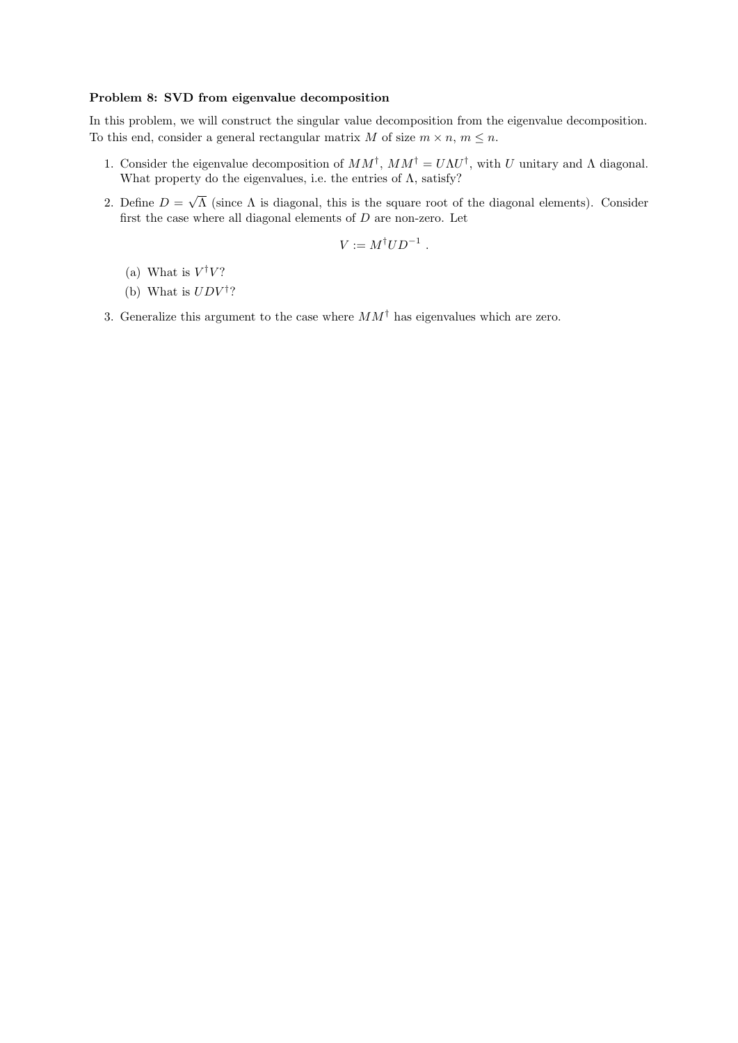**Problem 8: SVD from eigenvalue decomposition**

In this problem, we will construct the singular value decomposition from the eigenvalue decomposition. To this end, consider a general rectangular matrix $M$ of size $m \times n$, $m \leq n$.

1. Consider the eigenvalue decomposition of $MM^\dagger$, $MM^\dagger = U\Lambda U^\dagger$, with $U$ unitary and $\Lambda$ diagonal. What property do the eigenvalues, i.e. the entries of $\Lambda$, satisfy?

2. Define $D = \sqrt{\Lambda}$ (since $\Lambda$ is diagonal, this is the square root of the diagonal elements). Consider first the case where all diagonal elements of $D$ are non-zero. Let

$$V := M^\dagger U D^{-1} \, .$$

   (a) What is $V^\dagger V$?

   (b) What is $UDV^\dagger$?

3. Generalize this argument to the case where $MM^\dagger$ has eigenvalues which are zero.